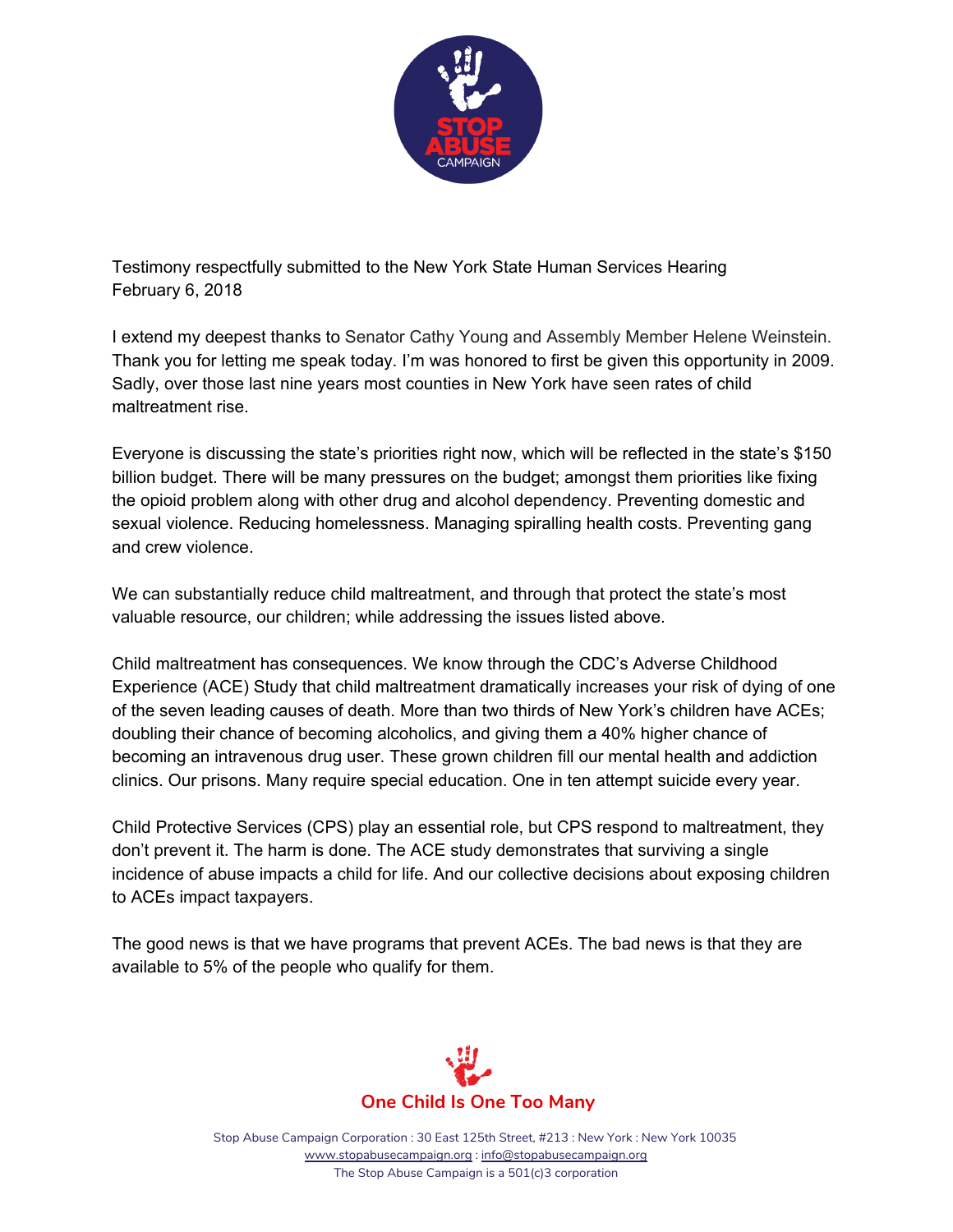Testimony respectfully submitted to the New York State Human Services Hearing
February 6, 2018

I extend my deepest thanks to Senator Cathy Young and Assembly Member Helene Weinstein. Thank you for letting me speak today. I'm was honored to first be given this opportunity in 2009. Sadly, over those last nine years most counties in New York have seen rates of child maltreatment rise.

Everyone is discussing the state's priorities right now, which will be reflected in the state's $150 billion budget. There will be many pressures on the budget; amongst them priorities like fixing the opioid problem along with other drug and alcohol dependency. Preventing domestic and sexual violence. Reducing homelessness. Managing spiralling health costs. Preventing gang and crew violence.

We can substantially reduce child maltreatment, and through that protect the state's most valuable resource, our children; while addressing the issues listed above.

Child maltreatment has consequences. We know through the CDC's Adverse Childhood Experience (ACE) Study that child maltreatment dramatically increases your risk of dying of one of the seven leading causes of death. More than two thirds of New York's children have ACEs; doubling their chance of becoming alcoholics, and giving them a 40% higher chance of becoming an intravenous drug user. These grown children fill our mental health and addiction clinics. Our prisons. Many require special education. One in ten attempt suicide every year.

Child Protective Services (CPS) play an essential role, but CPS respond to maltreatment, they don't prevent it. The harm is done. The ACE study demonstrates that surviving a single incidence of abuse impacts a child for life. And our collective decisions about exposing children to ACEs impact taxpayers.

The good news is that we have programs that prevent ACEs. The bad news is that they are available to 5% of the people who qualify for them.

One Child Is One Too Many

Stop Abuse Campaign Corporation : 30 East 125th Street, #213 : New York : New York 10035
www.stopabusecampaign.org : info@stopabusecampaign.org
The Stop Abuse Campaign is a 501(c)3 corporation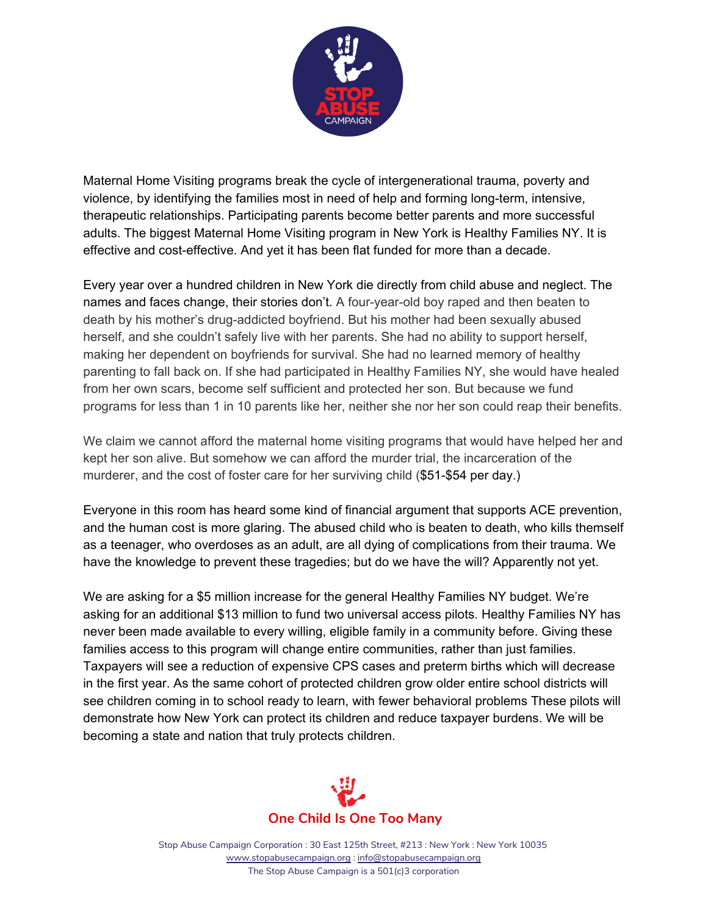Maternal Home Visiting programs break the cycle of intergenerational trauma, poverty and violence, by identifying the families most in need of help and forming long-term, intensive, therapeutic relationships. Participating parents become better parents and more successful adults. The biggest Maternal Home Visiting program in New York is Healthy Families NY. It is effective and cost-effective. And yet it has been flat funded for more than a decade.

Every year over a hundred children in New York die directly from child abuse and neglect. The names and faces change, their stories don't. A four-year-old boy raped and then beaten to death by his mother's drug-addicted boyfriend. But his mother had been sexually abused herself, and she couldn't safely live with her parents. She had no ability to support herself, making her dependent on boyfriends for survival. She had no learned memory of healthy parenting to fall back on. If she had participated in Healthy Families NY, she would have healed from her own scars, become self sufficient and protected her son. But because we fund programs for less than 1 in 10 parents like her, neither she nor her son could reap their benefits.

We claim we cannot afford the maternal home visiting programs that would have helped her and kept her son alive. But somehow we can afford the murder trial, the incarceration of the murderer, and the cost of foster care for her surviving child ($51-$54 per day.)

Everyone in this room has heard some kind of financial argument that supports ACE prevention, and the human cost is more glaring. The abused child who is beaten to death, who kills themself as a teenager, who overdoses as an adult, are all dying of complications from their trauma. We have the knowledge to prevent these tragedies; but do we have the will? Apparently not yet.

We are asking for a $5 million increase for the general Healthy Families NY budget. We're asking for an additional $13 million to fund two universal access pilots. Healthy Families NY has never been made available to every willing, eligible family in a community before. Giving these families access to this program will change entire communities, rather than just families. Taxpayers will see a reduction of expensive CPS cases and preterm births which will decrease in the first year. As the same cohort of protected children grow older entire school districts will see children coming in to school ready to learn, with fewer behavioral problems These pilots will demonstrate how New York can protect its children and reduce taxpayer burdens. We will be becoming a state and nation that truly protects children.

**One Child Is One Too Many**

Stop Abuse Campaign Corporation : 30 East 125th Street, #213 : New York : New York 10035
www.stopabusecampaign.org : info@stopabusecampaign.org
The Stop Abuse Campaign is a 501(c)3 corporation